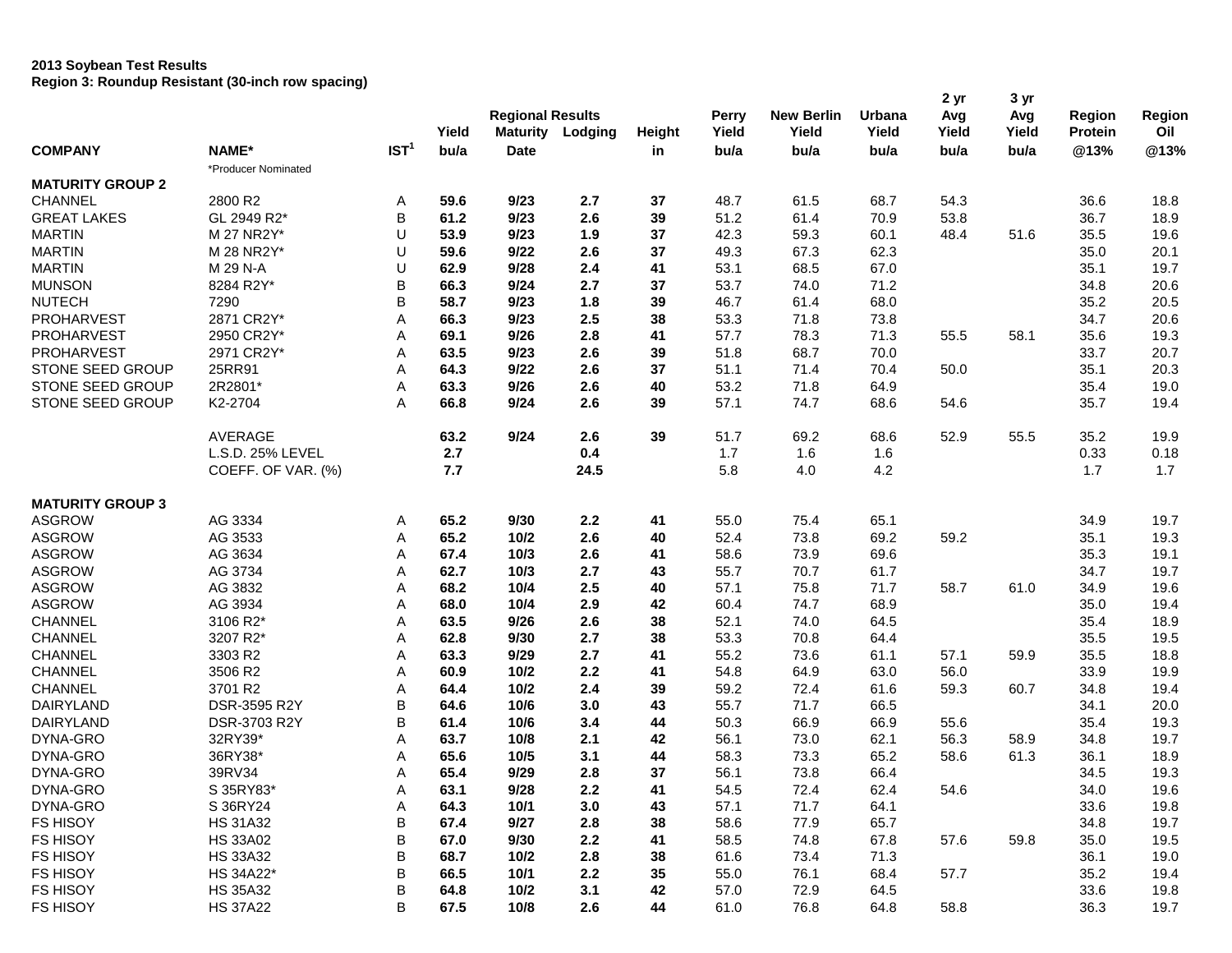**2013 Soybean Test Results**
**Region 3: Roundup Resistant (30-inch row spacing)**

| COMPANY | NAME* | IST[1] | Yield bu/a | Regional Results Maturity Date | Lodging | Height in | Perry Yield bu/a | New Berlin Yield bu/a | Urbana Yield bu/a | 2 yr Avg Yield bu/a | 3 yr Avg Yield bu/a | Region Protein @13% | Region Oil @13% |
|---|---|---|---|---|---|---|---|---|---|---|---|---|---|
| | *Producer Nominated | | | | | | | | | | | | |
| **MATURITY GROUP 2** | | | | | | | | | | | | | |
| CHANNEL | 2800 R2 | A | **59.6** | **9/23** | **2.7** | **37** | 48.7 | 61.5 | 68.7 | 54.3 | | 36.6 | 18.8 |
| GREAT LAKES | GL 2949 R2* | B | **61.2** | **9/23** | **2.6** | **39** | 51.2 | 61.4 | 70.9 | 53.8 | | 36.7 | 18.9 |
| MARTIN | M 27 NR2Y* | U | **53.9** | **9/23** | **1.9** | **37** | 42.3 | 59.3 | 60.1 | 48.4 | 51.6 | 35.5 | 19.6 |
| MARTIN | M 28 NR2Y* | U | **59.6** | **9/22** | **2.6** | **37** | 49.3 | 67.3 | 62.3 | | | 35.0 | 20.1 |
| MARTIN | M 29 N-A | U | **62.9** | **9/28** | **2.4** | **41** | 53.1 | 68.5 | 67.0 | | | 35.1 | 19.7 |
| MUNSON | 8284 R2Y* | B | **66.3** | **9/24** | **2.7** | **37** | 53.7 | 74.0 | 71.2 | | | 34.8 | 20.6 |
| NUTECH | 7290 | B | **58.7** | **9/23** | **1.8** | **39** | 46.7 | 61.4 | 68.0 | | | 35.2 | 20.5 |
| PROHARVEST | 2871 CR2Y* | A | **66.3** | **9/23** | **2.5** | **38** | 53.3 | 71.8 | 73.8 | | | 34.7 | 20.6 |
| PROHARVEST | 2950 CR2Y* | A | **69.1** | **9/26** | **2.8** | **41** | 57.7 | 78.3 | 71.3 | 55.5 | 58.1 | 35.6 | 19.3 |
| PROHARVEST | 2971 CR2Y* | A | **63.5** | **9/23** | **2.6** | **39** | 51.8 | 68.7 | 70.0 | | | 33.7 | 20.7 |
| STONE SEED GROUP | 25RR91 | A | **64.3** | **9/22** | **2.6** | **37** | 51.1 | 71.4 | 70.4 | 50.0 | | 35.1 | 20.3 |
| STONE SEED GROUP | 2R2801* | A | **63.3** | **9/26** | **2.6** | **40** | 53.2 | 71.8 | 64.9 | | | 35.4 | 19.0 |
| STONE SEED GROUP | K2-2704 | A | **66.8** | **9/24** | **2.6** | **39** | 57.1 | 74.7 | 68.6 | 54.6 | | 35.7 | 19.4 |
| | AVERAGE | | **63.2** | **9/24** | **2.6** | **39** | 51.7 | 69.2 | 68.6 | 52.9 | 55.5 | 35.2 | 19.9 |
| | L.S.D. 25% LEVEL | | **2.7** | | **0.4** | | 1.7 | 1.6 | 1.6 | | | 0.33 | 0.18 |
| | COEFF. OF VAR. (%) | | **7.7** | | **24.5** | | 5.8 | 4.0 | 4.2 | | | 1.7 | 1.7 |
| **MATURITY GROUP 3** | | | | | | | | | | | | | |
| ASGROW | AG 3334 | A | **65.2** | **9/30** | **2.2** | **41** | 55.0 | 75.4 | 65.1 | | | 34.9 | 19.7 |
| ASGROW | AG 3533 | A | **65.2** | **10/2** | **2.6** | **40** | 52.4 | 73.8 | 69.2 | 59.2 | | 35.1 | 19.3 |
| ASGROW | AG 3634 | A | **67.4** | **10/3** | **2.6** | **41** | 58.6 | 73.9 | 69.6 | | | 35.3 | 19.1 |
| ASGROW | AG 3734 | A | **62.7** | **10/3** | **2.7** | **43** | 55.7 | 70.7 | 61.7 | | | 34.7 | 19.7 |
| ASGROW | AG 3832 | A | **68.2** | **10/4** | **2.5** | **40** | 57.1 | 75.8 | 71.7 | 58.7 | 61.0 | 34.9 | 19.6 |
| ASGROW | AG 3934 | A | **68.0** | **10/4** | **2.9** | **42** | 60.4 | 74.7 | 68.9 | | | 35.0 | 19.4 |
| CHANNEL | 3106 R2* | A | **63.5** | **9/26** | **2.6** | **38** | 52.1 | 74.0 | 64.5 | | | 35.4 | 18.9 |
| CHANNEL | 3207 R2* | A | **62.8** | **9/30** | **2.7** | **38** | 53.3 | 70.8 | 64.4 | | | 35.5 | 19.5 |
| CHANNEL | 3303 R2 | A | **63.3** | **9/29** | **2.7** | **41** | 55.2 | 73.6 | 61.1 | 57.1 | 59.9 | 35.5 | 18.8 |
| CHANNEL | 3506 R2 | A | **60.9** | **10/2** | **2.2** | **41** | 54.8 | 64.9 | 63.0 | 56.0 | | 33.9 | 19.9 |
| CHANNEL | 3701 R2 | A | **64.4** | **10/2** | **2.4** | **39** | 59.2 | 72.4 | 61.6 | 59.3 | 60.7 | 34.8 | 19.4 |
| DAIRYLAND | DSR-3595 R2Y | B | **64.6** | **10/6** | **3.0** | **43** | 55.7 | 71.7 | 66.5 | | | 34.1 | 20.0 |
| DAIRYLAND | DSR-3703 R2Y | B | **61.4** | **10/6** | **3.4** | **44** | 50.3 | 66.9 | 66.9 | 55.6 | | 35.4 | 19.3 |
| DYNA-GRO | 32RY39* | A | **63.7** | **10/8** | **2.1** | **42** | 56.1 | 73.0 | 62.1 | 56.3 | 58.9 | 34.8 | 19.7 |
| DYNA-GRO | 36RY38* | A | **65.6** | **10/5** | **3.1** | **44** | 58.3 | 73.3 | 65.2 | 58.6 | 61.3 | 36.1 | 18.9 |
| DYNA-GRO | 39RV34 | A | **65.4** | **9/29** | **2.8** | **37** | 56.1 | 73.8 | 66.4 | | | 34.5 | 19.3 |
| DYNA-GRO | S 35RY83* | A | **63.1** | **9/28** | **2.2** | **41** | 54.5 | 72.4 | 62.4 | 54.6 | | 34.0 | 19.6 |
| DYNA-GRO | S 36RY24 | A | **64.3** | **10/1** | **3.0** | **43** | 57.1 | 71.7 | 64.1 | | | 33.6 | 19.8 |
| FS HISOY | HS 31A32 | B | **67.4** | **9/27** | **2.8** | **38** | 58.6 | 77.9 | 65.7 | | | 34.8 | 19.7 |
| FS HISOY | HS 33A02 | B | **67.0** | **9/30** | **2.2** | **41** | 58.5 | 74.8 | 67.8 | 57.6 | 59.8 | 35.0 | 19.5 |
| FS HISOY | HS 33A32 | B | **68.7** | **10/2** | **2.8** | **38** | 61.6 | 73.4 | 71.3 | | | 36.1 | 19.0 |
| FS HISOY | HS 34A22* | B | **66.5** | **10/1** | **2.2** | **35** | 55.0 | 76.1 | 68.4 | 57.7 | | 35.2 | 19.4 |
| FS HISOY | HS 35A32 | B | **64.8** | **10/2** | **3.1** | **42** | 57.0 | 72.9 | 64.5 | | | 33.6 | 19.8 |
| FS HISOY | HS 37A22 | B | **67.5** | **10/8** | **2.6** | **44** | 61.0 | 76.8 | 64.8 | 58.8 | | 36.3 | 19.7 |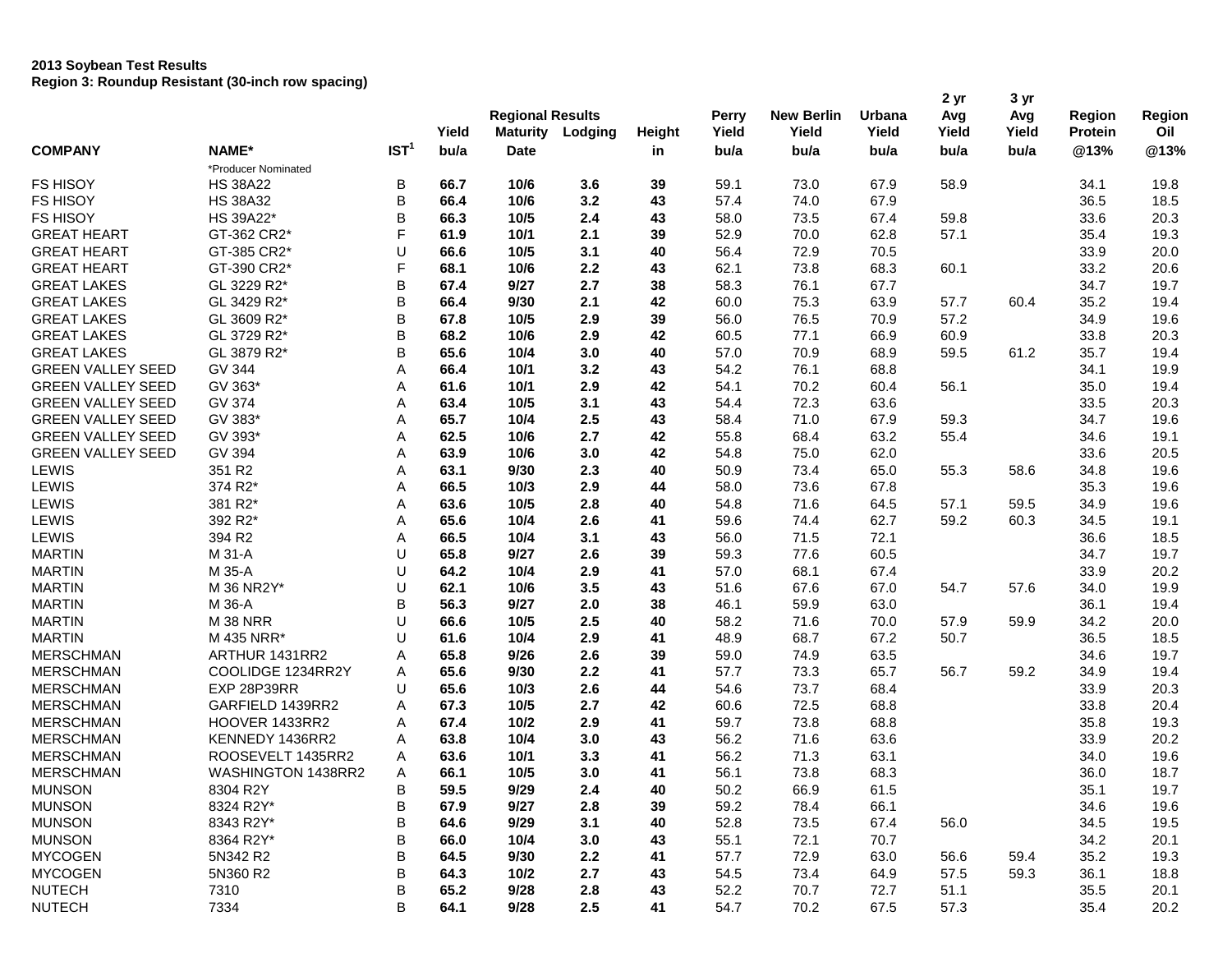**2013 Soybean Test Results**
**Region 3: Roundup Resistant (30-inch row spacing)**

| COMPANY | NAME* | IST[1] | Regional Results Yield bu/a | Maturity Date | Lodging | Height in | Perry Yield bu/a | New Berlin Yield bu/a | Urbana Yield bu/a | 2 yr Avg Yield bu/a | 3 yr Avg Yield bu/a | Region Protein @13% | Region Oil @13% |
|---|---|---|---|---|---|---|---|---|---|---|---|---|---|
| | *Producer Nominated | | | | | | | | | | | | |
| FS HISOY | HS 38A22 | B | **66.7** | **10/6** | **3.6** | **39** | 59.1 | 73.0 | 67.9 | 58.9 | | 34.1 | 19.8 |
| FS HISOY | HS 38A32 | B | **66.4** | **10/6** | **3.2** | **43** | 57.4 | 74.0 | 67.9 | | | 36.5 | 18.5 |
| FS HISOY | HS 39A22* | B | **66.3** | **10/5** | **2.4** | **43** | 58.0 | 73.5 | 67.4 | 59.8 | | 33.6 | 20.3 |
| GREAT HEART | GT-362 CR2* | F | **61.9** | **10/1** | **2.1** | **39** | 52.9 | 70.0 | 62.8 | 57.1 | | 35.4 | 19.3 |
| GREAT HEART | GT-385 CR2* | U | **66.6** | **10/5** | **3.1** | **40** | 56.4 | 72.9 | 70.5 | | | 33.9 | 20.0 |
| GREAT HEART | GT-390 CR2* | F | **68.1** | **10/6** | **2.2** | **43** | 62.1 | 73.8 | 68.3 | 60.1 | | 33.2 | 20.6 |
| GREAT LAKES | GL 3229 R2* | B | **67.4** | **9/27** | **2.7** | **38** | 58.3 | 76.1 | 67.7 | | | 34.7 | 19.7 |
| GREAT LAKES | GL 3429 R2* | B | **66.4** | **9/30** | **2.1** | **42** | 60.0 | 75.3 | 63.9 | 57.7 | 60.4 | 35.2 | 19.4 |
| GREAT LAKES | GL 3609 R2* | B | **67.8** | **10/5** | **2.9** | **39** | 56.0 | 76.5 | 70.9 | 57.2 | | 34.9 | 19.6 |
| GREAT LAKES | GL 3729 R2* | B | **68.2** | **10/6** | **2.9** | **42** | 60.5 | 77.1 | 66.9 | 60.9 | | 33.8 | 20.3 |
| GREAT LAKES | GL 3879 R2* | B | **65.6** | **10/4** | **3.0** | **40** | 57.0 | 70.9 | 68.9 | 59.5 | 61.2 | 35.7 | 19.4 |
| GREEN VALLEY SEED | GV 344 | A | **66.4** | **10/1** | **3.2** | **43** | 54.2 | 76.1 | 68.8 | | | 34.1 | 19.9 |
| GREEN VALLEY SEED | GV 363* | A | **61.6** | **10/1** | **2.9** | **42** | 54.1 | 70.2 | 60.4 | 56.1 | | 35.0 | 19.4 |
| GREEN VALLEY SEED | GV 374 | A | **63.4** | **10/5** | **3.1** | **43** | 54.4 | 72.3 | 63.6 | | | 33.5 | 20.3 |
| GREEN VALLEY SEED | GV 383* | A | **65.7** | **10/4** | **2.5** | **43** | 58.4 | 71.0 | 67.9 | 59.3 | | 34.7 | 19.6 |
| GREEN VALLEY SEED | GV 393* | A | **62.5** | **10/6** | **2.7** | **42** | 55.8 | 68.4 | 63.2 | 55.4 | | 34.6 | 19.1 |
| GREEN VALLEY SEED | GV 394 | A | **63.9** | **10/6** | **3.0** | **42** | 54.8 | 75.0 | 62.0 | | | 33.6 | 20.5 |
| LEWIS | 351 R2 | A | **63.1** | **9/30** | **2.3** | **40** | 50.9 | 73.4 | 65.0 | 55.3 | 58.6 | 34.8 | 19.6 |
| LEWIS | 374 R2* | A | **66.5** | **10/3** | **2.9** | **44** | 58.0 | 73.6 | 67.8 | | | 35.3 | 19.6 |
| LEWIS | 381 R2* | A | **63.6** | **10/5** | **2.8** | **40** | 54.8 | 71.6 | 64.5 | 57.1 | 59.5 | 34.9 | 19.6 |
| LEWIS | 392 R2* | A | **65.6** | **10/4** | **2.6** | **41** | 59.6 | 74.4 | 62.7 | 59.2 | 60.3 | 34.5 | 19.1 |
| LEWIS | 394 R2 | A | **66.5** | **10/4** | **3.1** | **43** | 56.0 | 71.5 | 72.1 | | | 36.6 | 18.5 |
| MARTIN | M 31-A | U | **65.8** | **9/27** | **2.6** | **39** | 59.3 | 77.6 | 60.5 | | | 34.7 | 19.7 |
| MARTIN | M 35-A | U | **64.2** | **10/4** | **2.9** | **41** | 57.0 | 68.1 | 67.4 | | | 33.9 | 20.2 |
| MARTIN | M 36 NR2Y* | U | **62.1** | **10/6** | **3.5** | **43** | 51.6 | 67.6 | 67.0 | 54.7 | 57.6 | 34.0 | 19.9 |
| MARTIN | M 36-A | B | **56.3** | **9/27** | **2.0** | **38** | 46.1 | 59.9 | 63.0 | | | 36.1 | 19.4 |
| MARTIN | M 38 NRR | U | **66.6** | **10/5** | **2.5** | **40** | 58.2 | 71.6 | 70.0 | 57.9 | 59.9 | 34.2 | 20.0 |
| MARTIN | M 435 NRR* | U | **61.6** | **10/4** | **2.9** | **41** | 48.9 | 68.7 | 67.2 | 50.7 | | 36.5 | 18.5 |
| MERSCHMAN | ARTHUR 1431RR2 | A | **65.8** | **9/26** | **2.6** | **39** | 59.0 | 74.9 | 63.5 | | | 34.6 | 19.7 |
| MERSCHMAN | COOLIDGE 1234RR2Y | A | **65.6** | **9/30** | **2.2** | **41** | 57.7 | 73.3 | 65.7 | 56.7 | 59.2 | 34.9 | 19.4 |
| MERSCHMAN | EXP 28P39RR | U | **65.6** | **10/3** | **2.6** | **44** | 54.6 | 73.7 | 68.4 | | | 33.9 | 20.3 |
| MERSCHMAN | GARFIELD 1439RR2 | A | **67.3** | **10/5** | **2.7** | **42** | 60.6 | 72.5 | 68.8 | | | 33.8 | 20.4 |
| MERSCHMAN | HOOVER 1433RR2 | A | **67.4** | **10/2** | **2.9** | **41** | 59.7 | 73.8 | 68.8 | | | 35.8 | 19.3 |
| MERSCHMAN | KENNEDY 1436RR2 | A | **63.8** | **10/4** | **3.0** | **43** | 56.2 | 71.6 | 63.6 | | | 33.9 | 20.2 |
| MERSCHMAN | ROOSEVELT 1435RR2 | A | **63.6** | **10/1** | **3.3** | **41** | 56.2 | 71.3 | 63.1 | | | 34.0 | 19.6 |
| MERSCHMAN | WASHINGTON 1438RR2 | A | **66.1** | **10/5** | **3.0** | **41** | 56.1 | 73.8 | 68.3 | | | 36.0 | 18.7 |
| MUNSON | 8304 R2Y | B | **59.5** | **9/29** | **2.4** | **40** | 50.2 | 66.9 | 61.5 | | | 35.1 | 19.7 |
| MUNSON | 8324 R2Y* | B | **67.9** | **9/27** | **2.8** | **39** | 59.2 | 78.4 | 66.1 | | | 34.6 | 19.6 |
| MUNSON | 8343 R2Y* | B | **64.6** | **9/29** | **3.1** | **40** | 52.8 | 73.5 | 67.4 | 56.0 | | 34.5 | 19.5 |
| MUNSON | 8364 R2Y* | B | **66.0** | **10/4** | **3.0** | **43** | 55.1 | 72.1 | 70.7 | | | 34.2 | 20.1 |
| MYCOGEN | 5N342 R2 | B | **64.5** | **9/30** | **2.2** | **41** | 57.7 | 72.9 | 63.0 | 56.6 | 59.4 | 35.2 | 19.3 |
| MYCOGEN | 5N360 R2 | B | **64.3** | **10/2** | **2.7** | **43** | 54.5 | 73.4 | 64.9 | 57.5 | 59.3 | 36.1 | 18.8 |
| NUTECH | 7310 | B | **65.2** | **9/28** | **2.8** | **43** | 52.2 | 70.7 | 72.7 | 51.1 | | 35.5 | 20.1 |
| NUTECH | 7334 | B | **64.1** | **9/28** | **2.5** | **41** | 54.7 | 70.2 | 67.5 | 57.3 | | 35.4 | 20.2 |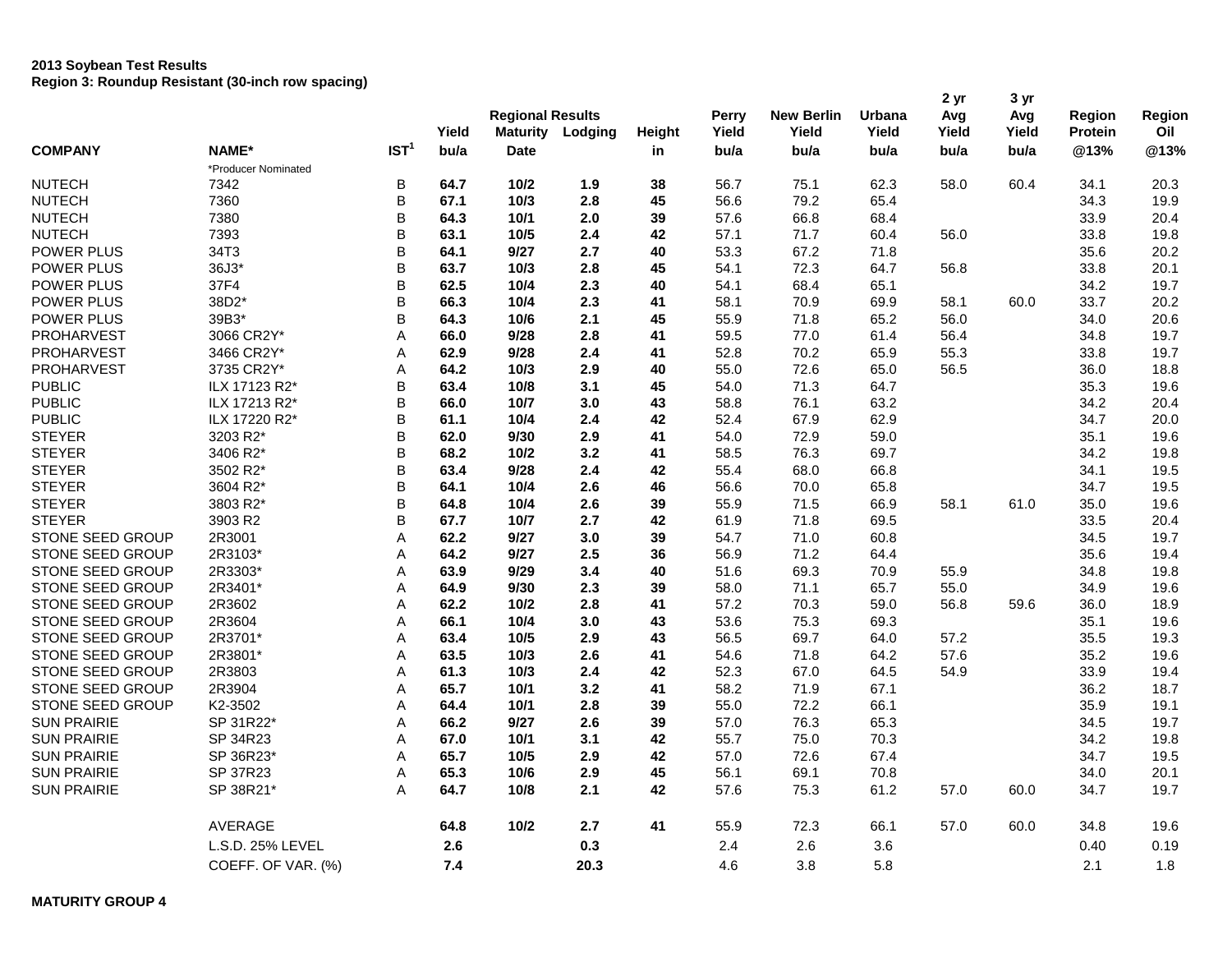**2013 Soybean Test Results**
**Region 3: Roundup Resistant (30-inch row spacing)**

| COMPANY | NAME* | IST[1] | Regional Results Yield bu/a | Maturity Date | Lodging | Height in | Perry Yield bu/a | New Berlin Yield bu/a | Urbana Yield bu/a | 2 yr Avg Yield bu/a | 3 yr Avg Yield bu/a | Region Protein @13% | Region Oil @13% |
|---|---|---|---|---|---|---|---|---|---|---|---|---|---|
| | *Producer Nominated | | | | | | | | | | | | |
| NUTECH | 7342 | B | **64.7** | **10/2** | **1.9** | **38** | 56.7 | 75.1 | 62.3 | 58.0 | 60.4 | 34.1 | 20.3 |
| NUTECH | 7360 | B | **67.1** | **10/3** | **2.8** | **45** | 56.6 | 79.2 | 65.4 | | | 34.3 | 19.9 |
| NUTECH | 7380 | B | **64.3** | **10/1** | **2.0** | **39** | 57.6 | 66.8 | 68.4 | | | 33.9 | 20.4 |
| NUTECH | 7393 | B | **63.1** | **10/5** | **2.4** | **42** | 57.1 | 71.7 | 60.4 | 56.0 | | 33.8 | 19.8 |
| POWER PLUS | 34T3 | B | **64.1** | **9/27** | **2.7** | **40** | 53.3 | 67.2 | 71.8 | | | 35.6 | 20.2 |
| POWER PLUS | 36J3* | B | **63.7** | **10/3** | **2.8** | **45** | 54.1 | 72.3 | 64.7 | 56.8 | | 33.8 | 20.1 |
| POWER PLUS | 37F4 | B | **62.5** | **10/4** | **2.3** | **40** | 54.1 | 68.4 | 65.1 | | | 34.2 | 19.7 |
| POWER PLUS | 38D2* | B | **66.3** | **10/4** | **2.3** | **41** | 58.1 | 70.9 | 69.9 | 58.1 | 60.0 | 33.7 | 20.2 |
| POWER PLUS | 39B3* | B | **64.3** | **10/6** | **2.1** | **45** | 55.9 | 71.8 | 65.2 | 56.0 | | 34.0 | 20.6 |
| PROHARVEST | 3066 CR2Y* | A | **66.0** | **9/28** | **2.8** | **41** | 59.5 | 77.0 | 61.4 | 56.4 | | 34.8 | 19.7 |
| PROHARVEST | 3466 CR2Y* | A | **62.9** | **9/28** | **2.4** | **41** | 52.8 | 70.2 | 65.9 | 55.3 | | 33.8 | 19.7 |
| PROHARVEST | 3735 CR2Y* | A | **64.2** | **10/3** | **2.9** | **40** | 55.0 | 72.6 | 65.0 | 56.5 | | 36.0 | 18.8 |
| PUBLIC | ILX 17123 R2* | B | **63.4** | **10/8** | **3.1** | **45** | 54.0 | 71.3 | 64.7 | | | 35.3 | 19.6 |
| PUBLIC | ILX 17213 R2* | B | **66.0** | **10/7** | **3.0** | **43** | 58.8 | 76.1 | 63.2 | | | 34.2 | 20.4 |
| PUBLIC | ILX 17220 R2* | B | **61.1** | **10/4** | **2.4** | **42** | 52.4 | 67.9 | 62.9 | | | 34.7 | 20.0 |
| STEYER | 3203 R2* | B | **62.0** | **9/30** | **2.9** | **41** | 54.0 | 72.9 | 59.0 | | | 35.1 | 19.6 |
| STEYER | 3406 R2* | B | **68.2** | **10/2** | **3.2** | **41** | 58.5 | 76.3 | 69.7 | | | 34.2 | 19.8 |
| STEYER | 3502 R2* | B | **63.4** | **9/28** | **2.4** | **42** | 55.4 | 68.0 | 66.8 | | | 34.1 | 19.5 |
| STEYER | 3604 R2* | B | **64.1** | **10/4** | **2.6** | **46** | 56.6 | 70.0 | 65.8 | | | 34.7 | 19.5 |
| STEYER | 3803 R2* | B | **64.8** | **10/4** | **2.6** | **39** | 55.9 | 71.5 | 66.9 | 58.1 | 61.0 | 35.0 | 19.6 |
| STEYER | 3903 R2 | B | **67.7** | **10/7** | **2.7** | **42** | 61.9 | 71.8 | 69.5 | | | 33.5 | 20.4 |
| STONE SEED GROUP | 2R3001 | A | **62.2** | **9/27** | **3.0** | **39** | 54.7 | 71.0 | 60.8 | | | 34.5 | 19.7 |
| STONE SEED GROUP | 2R3103* | A | **64.2** | **9/27** | **2.5** | **36** | 56.9 | 71.2 | 64.4 | | | 35.6 | 19.4 |
| STONE SEED GROUP | 2R3303* | A | **63.9** | **9/29** | **3.4** | **40** | 51.6 | 69.3 | 70.9 | 55.9 | | 34.8 | 19.8 |
| STONE SEED GROUP | 2R3401* | A | **64.9** | **9/30** | **2.3** | **39** | 58.0 | 71.1 | 65.7 | 55.0 | | 34.9 | 19.6 |
| STONE SEED GROUP | 2R3602 | A | **62.2** | **10/2** | **2.8** | **41** | 57.2 | 70.3 | 59.0 | 56.8 | 59.6 | 36.0 | 18.9 |
| STONE SEED GROUP | 2R3604 | A | **66.1** | **10/4** | **3.0** | **43** | 53.6 | 75.3 | 69.3 | | | 35.1 | 19.6 |
| STONE SEED GROUP | 2R3701* | A | **63.4** | **10/5** | **2.9** | **43** | 56.5 | 69.7 | 64.0 | 57.2 | | 35.5 | 19.3 |
| STONE SEED GROUP | 2R3801* | A | **63.5** | **10/3** | **2.6** | **41** | 54.6 | 71.8 | 64.2 | 57.6 | | 35.2 | 19.6 |
| STONE SEED GROUP | 2R3803 | A | **61.3** | **10/3** | **2.4** | **42** | 52.3 | 67.0 | 64.5 | 54.9 | | 33.9 | 19.4 |
| STONE SEED GROUP | 2R3904 | A | **65.7** | **10/1** | **3.2** | **41** | 58.2 | 71.9 | 67.1 | | | 36.2 | 18.7 |
| STONE SEED GROUP | K2-3502 | A | **64.4** | **10/1** | **2.8** | **39** | 55.0 | 72.2 | 66.1 | | | 35.9 | 19.1 |
| SUN PRAIRIE | SP 31R22* | A | **66.2** | **9/27** | **2.6** | **39** | 57.0 | 76.3 | 65.3 | | | 34.5 | 19.7 |
| SUN PRAIRIE | SP 34R23 | A | **67.0** | **10/1** | **3.1** | **42** | 55.7 | 75.0 | 70.3 | | | 34.2 | 19.8 |
| SUN PRAIRIE | SP 36R23* | A | **65.7** | **10/5** | **2.9** | **42** | 57.0 | 72.6 | 67.4 | | | 34.7 | 19.5 |
| SUN PRAIRIE | SP 37R23 | A | **65.3** | **10/6** | **2.9** | **45** | 56.1 | 69.1 | 70.8 | | | 34.0 | 20.1 |
| SUN PRAIRIE | SP 38R21* | A | **64.7** | **10/8** | **2.1** | **42** | 57.6 | 75.3 | 61.2 | 57.0 | 60.0 | 34.7 | 19.7 |
| | AVERAGE | | **64.8** | **10/2** | **2.7** | **41** | 55.9 | 72.3 | 66.1 | 57.0 | 60.0 | 34.8 | 19.6 |
| | L.S.D. 25% LEVEL | | **2.6** | | **0.3** | | 2.4 | 2.6 | 3.6 | | | 0.40 | 0.19 |
| | COEFF. OF VAR. (%) | | **7.4** | | **20.3** | | 4.6 | 3.8 | 5.8 | | | 2.1 | 1.8 |

**MATURITY GROUP 4**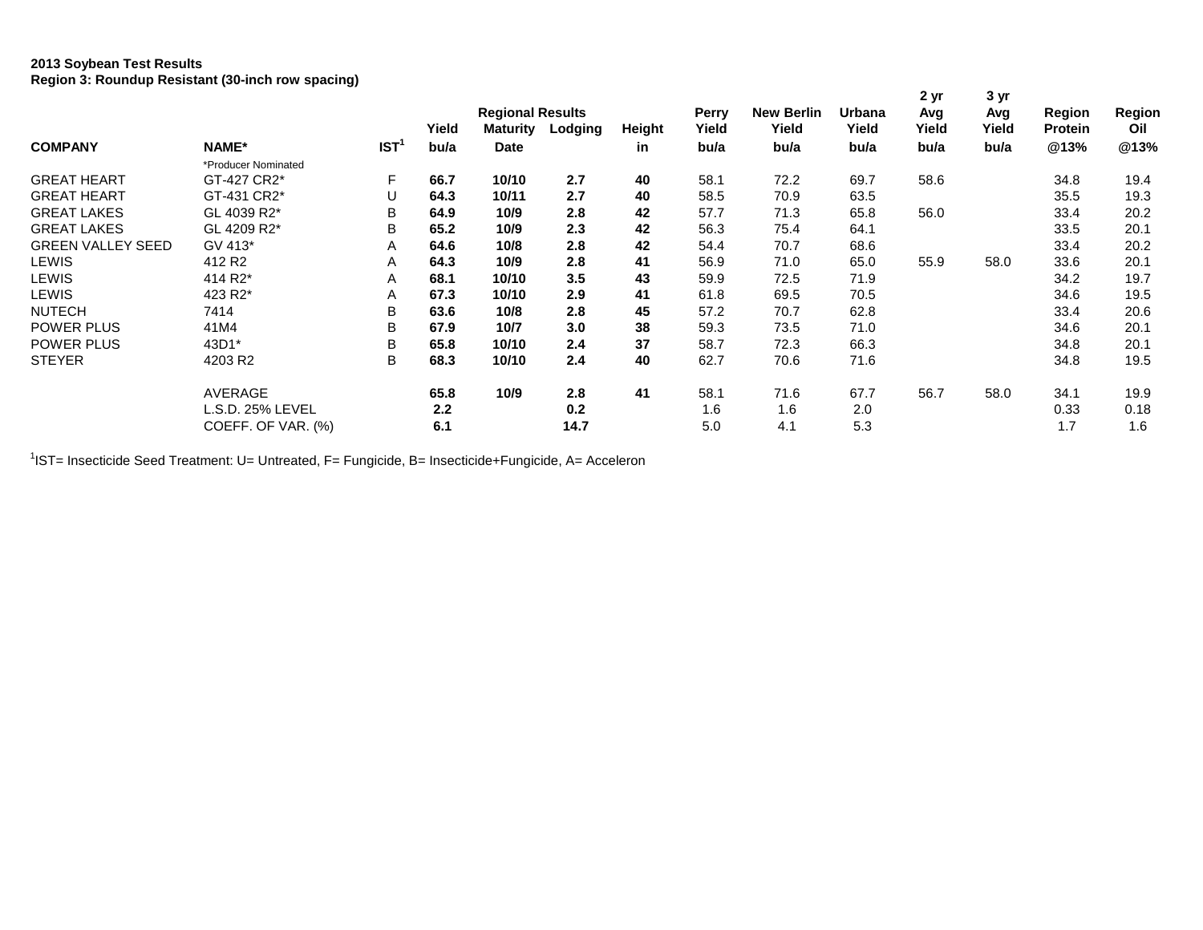**2013 Soybean Test Results**
**Region 3: Roundup Resistant (30-inch row spacing)**

| COMPANY | NAME* | IST[1] | Regional Results Yield bu/a | Maturity Date | Lodging | Height in | Perry Yield bu/a | New Berlin Yield bu/a | Urbana Yield bu/a | 2 yr Avg Yield bu/a | 3 yr Avg Yield bu/a | Region Protein @13% | Region Oil @13% |
|---|---|---|---|---|---|---|---|---|---|---|---|---|---|
| | *Producer Nominated | | | | | | | | | | | | |
| GREAT HEART | GT-427 CR2* | F | **66.7** | **10/10** | **2.7** | **40** | 58.1 | 72.2 | 69.7 | 58.6 | | 34.8 | 19.4 |
| GREAT HEART | GT-431 CR2* | U | **64.3** | **10/11** | **2.7** | **40** | 58.5 | 70.9 | 63.5 | | | 35.5 | 19.3 |
| GREAT LAKES | GL 4039 R2* | B | **64.9** | **10/9** | **2.8** | **42** | 57.7 | 71.3 | 65.8 | 56.0 | | 33.4 | 20.2 |
| GREAT LAKES | GL 4209 R2* | B | **65.2** | **10/9** | **2.3** | **42** | 56.3 | 75.4 | 64.1 | | | 33.5 | 20.1 |
| GREEN VALLEY SEED | GV 413* | A | **64.6** | **10/8** | **2.8** | **42** | 54.4 | 70.7 | 68.6 | | | 33.4 | 20.2 |
| LEWIS | 412 R2 | A | **64.3** | **10/9** | **2.8** | **41** | 56.9 | 71.0 | 65.0 | 55.9 | 58.0 | 33.6 | 20.1 |
| LEWIS | 414 R2* | A | **68.1** | **10/10** | **3.5** | **43** | 59.9 | 72.5 | 71.9 | | | 34.2 | 19.7 |
| LEWIS | 423 R2* | A | **67.3** | **10/10** | **2.9** | **41** | 61.8 | 69.5 | 70.5 | | | 34.6 | 19.5 |
| NUTECH | 7414 | B | **63.6** | **10/8** | **2.8** | **45** | 57.2 | 70.7 | 62.8 | | | 33.4 | 20.6 |
| POWER PLUS | 41M4 | B | **67.9** | **10/7** | **3.0** | **38** | 59.3 | 73.5 | 71.0 | | | 34.6 | 20.1 |
| POWER PLUS | 43D1* | B | **65.8** | **10/10** | **2.4** | **37** | 58.7 | 72.3 | 66.3 | | | 34.8 | 20.1 |
| STEYER | 4203 R2 | B | **68.3** | **10/10** | **2.4** | **40** | 62.7 | 70.6 | 71.6 | | | 34.8 | 19.5 |
| | AVERAGE | | **65.8** | **10/9** | **2.8** | **41** | 58.1 | 71.6 | 67.7 | 56.7 | 58.0 | 34.1 | 19.9 |
| | L.S.D. 25% LEVEL | | **2.2** | | **0.2** | | 1.6 | 1.6 | 2.0 | | | 0.33 | 0.18 |
| | COEFF. OF VAR. (%) | | **6.1** | | **14.7** | | 5.0 | 4.1 | 5.3 | | | 1.7 | 1.6 |

[1]IST= Insecticide Seed Treatment: U= Untreated, F= Fungicide, B= Insecticide+Fungicide, A= Acceleron